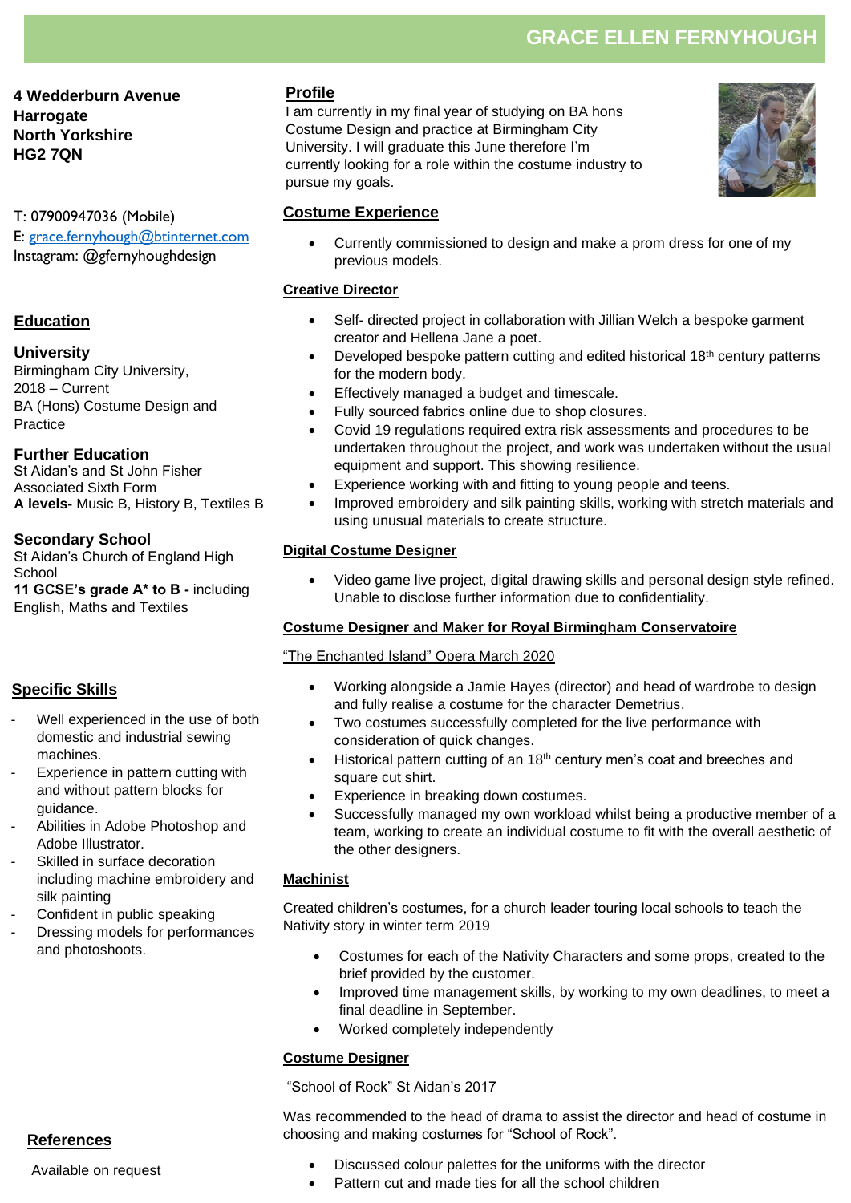# GRACE ELLEN FERNYHOUGH

**4 Wedderburn Avenue**
**Harrogate**
**North Yorkshire**
**HG2 7QN**

T: 07900947036 (Mobile)
E: grace.fernyhough@btinternet.com
Instagram: @gfernyhoughdesign

## Education

### University
Birmingham City University,
2018 – Current
BA (Hons) Costume Design and Practice

### Further Education
St Aidan's and St John Fisher Associated Sixth Form
**A levels-** Music B, History B, Textiles B

### Secondary School
St Aidan's Church of England High School
**11 GCSE's grade A\* to B -** including English, Maths and Textiles

## Specific Skills

- Well experienced in the use of both domestic and industrial sewing machines.
- Experience in pattern cutting with and without pattern blocks for guidance.
- Abilities in Adobe Photoshop and Adobe Illustrator.
- Skilled in surface decoration including machine embroidery and silk painting
- Confident in public speaking
- Dressing models for performances and photoshoots.

## References

Available on request

## Profile

I am currently in my final year of studying on BA hons Costume Design and practice at Birmingham City University. I will graduate this June therefore I'm currently looking for a role within the costume industry to pursue my goals.

## Costume Experience

- Currently commissioned to design and make a prom dress for one of my previous models.

### Creative Director

- Self- directed project in collaboration with Jillian Welch a bespoke garment creator and Hellena Jane a poet.
- Developed bespoke pattern cutting and edited historical 18th century patterns for the modern body.
- Effectively managed a budget and timescale.
- Fully sourced fabrics online due to shop closures.
- Covid 19 regulations required extra risk assessments and procedures to be undertaken throughout the project, and work was undertaken without the usual equipment and support. This showing resilience.
- Experience working with and fitting to young people and teens.
- Improved embroidery and silk painting skills, working with stretch materials and using unusual materials to create structure.

### Digital Costume Designer

- Video game live project, digital drawing skills and personal design style refined. Unable to disclose further information due to confidentiality.

### Costume Designer and Maker for Royal Birmingham Conservatoire

"The Enchanted Island" Opera March 2020

- Working alongside a Jamie Hayes (director) and head of wardrobe to design and fully realise a costume for the character Demetrius.
- Two costumes successfully completed for the live performance with consideration of quick changes.
- Historical pattern cutting of an 18th century men's coat and breeches and square cut shirt.
- Experience in breaking down costumes.
- Successfully managed my own workload whilst being a productive member of a team, working to create an individual costume to fit with the overall aesthetic of the other designers.

### Machinist

Created children's costumes, for a church leader touring local schools to teach the Nativity story in winter term 2019

- Costumes for each of the Nativity Characters and some props, created to the brief provided by the customer.
- Improved time management skills, by working to my own deadlines, to meet a final deadline in September.
- Worked completely independently

### Costume Designer

"School of Rock" St Aidan's 2017

Was recommended to the head of drama to assist the director and head of costume in choosing and making costumes for "School of Rock".

- Discussed colour palettes for the uniforms with the director
- Pattern cut and made ties for all the school children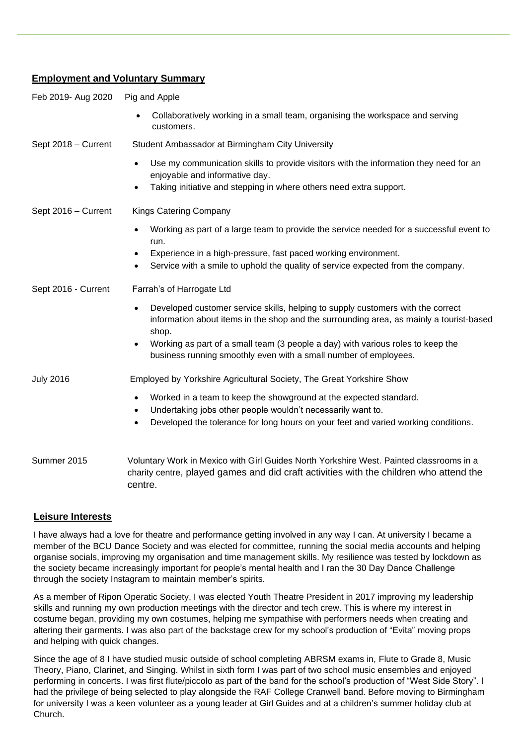## Employment and Voluntary Summary

**Feb 2019- Aug 2020** Pig and Apple

- Collaboratively working in a small team, organising the workspace and serving customers.

**Sept 2018 – Current** Student Ambassador at Birmingham City University

- Use my communication skills to provide visitors with the information they need for an enjoyable and informative day.
- Taking initiative and stepping in where others need extra support.

**Sept 2016 – Current** Kings Catering Company

- Working as part of a large team to provide the service needed for a successful event to run.
- Experience in a high-pressure, fast paced working environment.
- Service with a smile to uphold the quality of service expected from the company.

**Sept 2016 - Current** Farrah's of Harrogate Ltd

- Developed customer service skills, helping to supply customers with the correct information about items in the shop and the surrounding area, as mainly a tourist-based shop.
- Working as part of a small team (3 people a day) with various roles to keep the business running smoothly even with a small number of employees.

**July 2016** Employed by Yorkshire Agricultural Society, The Great Yorkshire Show

- Worked in a team to keep the showground at the expected standard.
- Undertaking jobs other people wouldn't necessarily want to.
- Developed the tolerance for long hours on your feet and varied working conditions.

**Summer 2015** Voluntary Work in Mexico with Girl Guides North Yorkshire West. Painted classrooms in a charity centre, played games and did craft activities with the children who attend the centre.

## Leisure Interests

I have always had a love for theatre and performance getting involved in any way I can. At university I became a member of the BCU Dance Society and was elected for committee, running the social media accounts and helping organise socials, improving my organisation and time management skills. My resilience was tested by lockdown as the society became increasingly important for people's mental health and I ran the 30 Day Dance Challenge through the society Instagram to maintain member's spirits.

As a member of Ripon Operatic Society, I was elected Youth Theatre President in 2017 improving my leadership skills and running my own production meetings with the director and tech crew. This is where my interest in costume began, providing my own costumes, helping me sympathise with performers needs when creating and altering their garments. I was also part of the backstage crew for my school's production of "Evita" moving props and helping with quick changes.

Since the age of 8 I have studied music outside of school completing ABRSM exams in, Flute to Grade 8, Music Theory, Piano, Clarinet, and Singing. Whilst in sixth form I was part of two school music ensembles and enjoyed performing in concerts. I was first flute/piccolo as part of the band for the school's production of "West Side Story". I had the privilege of being selected to play alongside the RAF College Cranwell band. Before moving to Birmingham for university I was a keen volunteer as a young leader at Girl Guides and at a children's summer holiday club at Church.